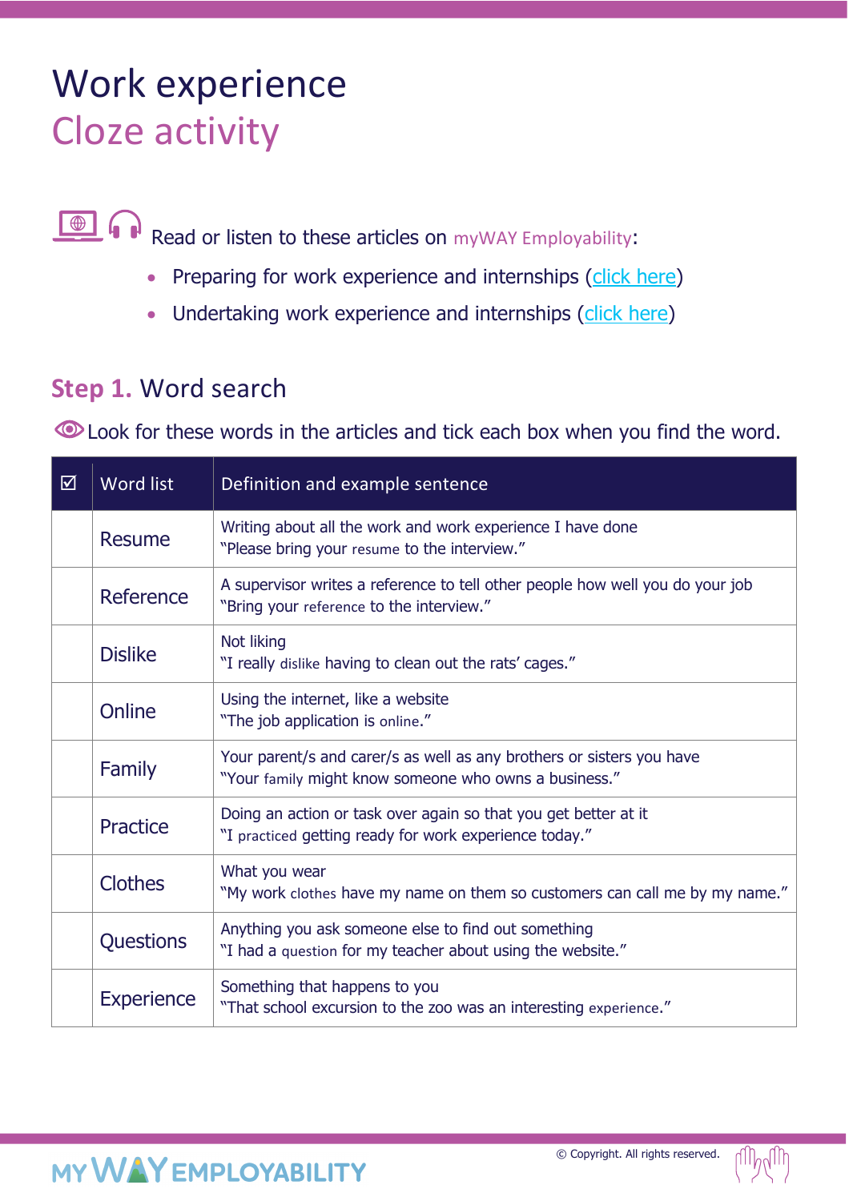# Work experience
## Cloze activity

Read or listen to these articles on myWAY Employability:

- Preparing for work experience and internships (click here)
- Undertaking work experience and internships (click here)

## Step 1. Word search

Look for these words in the articles and tick each box when you find the word.

| ☑ | Word list | Definition and example sentence |
|---|---|---|
| | Resume | Writing about all the work and work experience I have done<br>"Please bring your resume to the interview." |
| | Reference | A supervisor writes a reference to tell other people how well you do your job<br>"Bring your reference to the interview." |
| | Dislike | Not liking<br>"I really dislike having to clean out the rats' cages." |
| | Online | Using the internet, like a website<br>"The job application is online." |
| | Family | Your parent/s and carer/s as well as any brothers or sisters you have<br>"Your family might know someone who owns a business." |
| | Practice | Doing an action or task over again so that you get better at it<br>"I practiced getting ready for work experience today." |
| | Clothes | What you wear<br>"My work clothes have my name on them so customers can call me by my name." |
| | Questions | Anything you ask someone else to find out something<br>"I had a question for my teacher about using the website." |
| | Experience | Something that happens to you<br>"That school excursion to the zoo was an interesting experience." |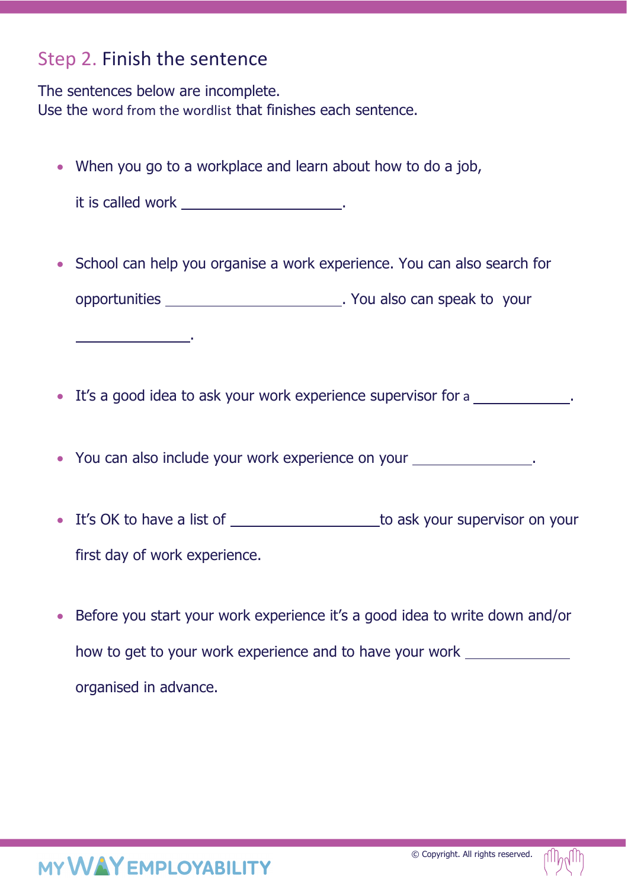## Step 2. Finish the sentence

The sentences below are incomplete.
Use the word from the wordlist that finishes each sentence.

- When you go to a workplace and learn about how to do a job, it is called work \_\_\_\_\_\_\_\_\_\_\_\_\_\_\_\_\_\_\_\_.

- School can help you organise a work experience. You can also search for opportunities \_\_\_\_\_\_\_\_\_\_\_\_\_\_\_\_\_\_\_\_. You also can speak to your \_\_\_\_\_\_\_\_\_\_\_\_\_\_.

- It's a good idea to ask your work experience supervisor for a \_\_\_\_\_\_\_\_\_\_\_\_.

- You can also include your work experience on your \_\_\_\_\_\_\_\_\_\_\_\_\_\_\_.

- It's OK to have a list of \_\_\_\_\_\_\_\_\_\_\_\_\_\_\_\_\_\_\_ to ask your supervisor on your first day of work experience.

- Before you start your work experience it's a good idea to write down and/or how to get to your work experience and to have your work \_\_\_\_\_\_\_\_\_\_\_\_\_ organised in advance.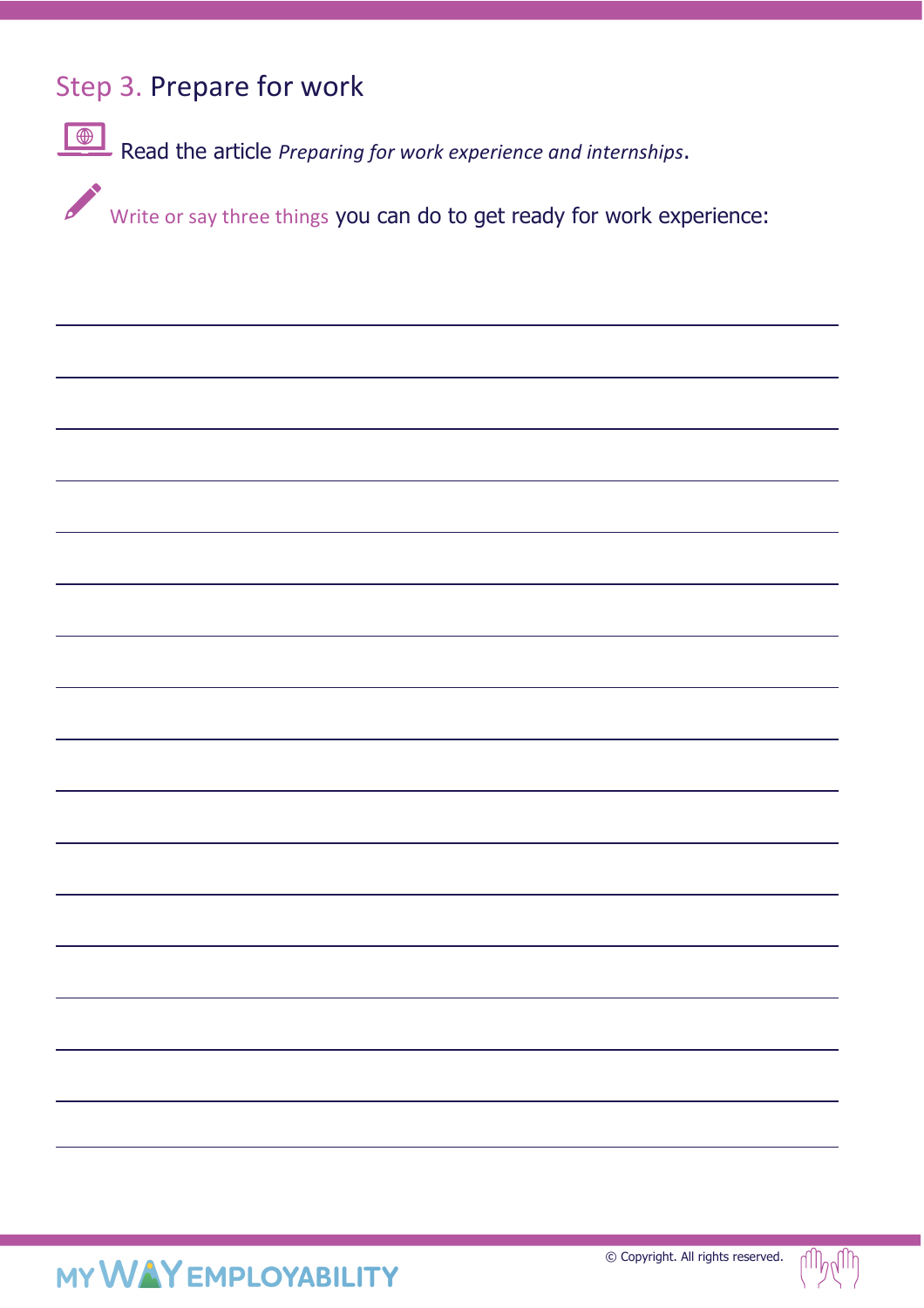## Step 3. Prepare for work

Read the article *Preparing for work experience and internships*.

Write or say three things you can do to get ready for work experience: